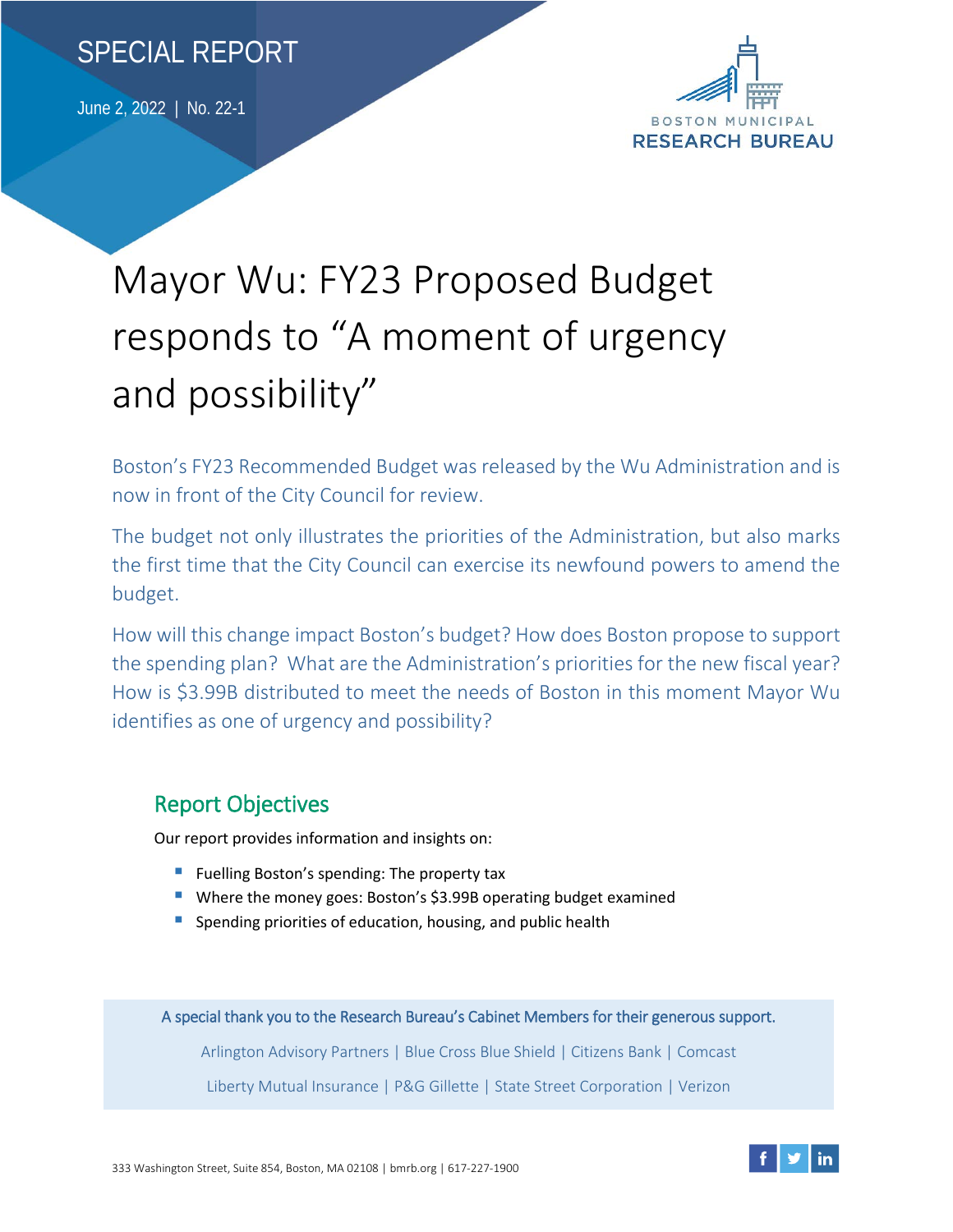SPECIAL REPORT

June 2, 2022 | No. 22-1

BOSTON MUNICIPAL RESEARCH BUREAU

# Mayor Wu: FY23 Proposed Budget responds to "A moment of urgency and possibility"

Boston's FY23 Recommended Budget was released by the Wu Administration and is now in front of the City Council for review.

The budget not only illustrates the priorities of the Administration, but also marks the first time that the City Council can exercise its newfound powers to amend the budget.

How will this change impact Boston's budget? How does Boston propose to support the spending plan? What are the Administration's priorities for the new fiscal year? How is $3.99B distributed to meet the needs of Boston in this moment Mayor Wu identifies as one of urgency and possibility?

## Report Objectives

Our report provides information and insights on:

- Fuelling Boston's spending: The property tax
- Where the money goes: Boston's $3.99B operating budget examined
- Spending priorities of education, housing, and public health

A special thank you to the Research Bureau's Cabinet Members for their generous support.

Arlington Advisory Partners | Blue Cross Blue Shield | Citizens Bank | Comcast

Liberty Mutual Insurance | P&G Gillette | State Street Corporation | Verizon

333 Washington Street, Suite 854, Boston, MA 02108 | bmrb.org | 617-227-1900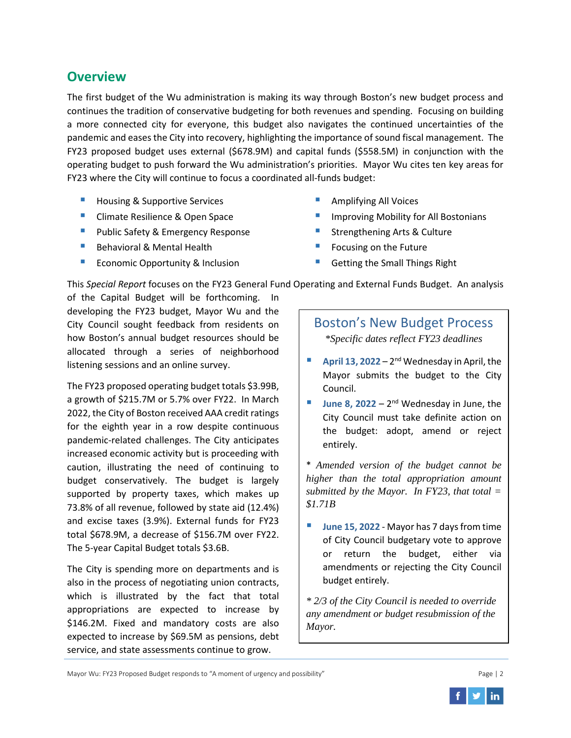## Overview

The first budget of the Wu administration is making its way through Boston's new budget process and continues the tradition of conservative budgeting for both revenues and spending. Focusing on building a more connected city for everyone, this budget also navigates the continued uncertainties of the pandemic and eases the City into recovery, highlighting the importance of sound fiscal management. The FY23 proposed budget uses external ($678.9M) and capital funds ($558.5M) in conjunction with the operating budget to push forward the Wu administration's priorities. Mayor Wu cites ten key areas for FY23 where the City will continue to focus a coordinated all-funds budget:

- Housing & Supportive Services
- Climate Resilience & Open Space
- Public Safety & Emergency Response
- Behavioral & Mental Health
- Economic Opportunity & Inclusion
- Amplifying All Voices
- Improving Mobility for All Bostonians
- Strengthening Arts & Culture
- Focusing on the Future
- Getting the Small Things Right

This *Special Report* focuses on the FY23 General Fund Operating and External Funds Budget. An analysis of the Capital Budget will be forthcoming. In developing the FY23 budget, Mayor Wu and the City Council sought feedback from residents on how Boston's annual budget resources should be allocated through a series of neighborhood listening sessions and an online survey.

The FY23 proposed operating budget totals $3.99B, a growth of $215.7M or 5.7% over FY22. In March 2022, the City of Boston received AAA credit ratings for the eighth year in a row despite continuous pandemic-related challenges. The City anticipates increased economic activity but is proceeding with caution, illustrating the need of continuing to budget conservatively. The budget is largely supported by property taxes, which makes up 73.8% of all revenue, followed by state aid (12.4%) and excise taxes (3.9%). External funds for FY23 total $678.9M, a decrease of $156.7M over FY22. The 5-year Capital Budget totals $3.6B.

The City is spending more on departments and is also in the process of negotiating union contracts, which is illustrated by the fact that total appropriations are expected to increase by $146.2M. Fixed and mandatory costs are also expected to increase by $69.5M as pensions, debt service, and state assessments continue to grow.

### Boston's New Budget Process

*\*Specific dates reflect FY23 deadlines*

- **April 13, 2022** – 2nd Wednesday in April, the Mayor submits the budget to the City Council.
- **June 8, 2022** – 2nd Wednesday in June, the City Council must take definite action on the budget: adopt, amend or reject entirely.

*\* Amended version of the budget cannot be higher than the total appropriation amount submitted by the Mayor. In FY23, that total = $1.71B*

- **June 15, 2022** - Mayor has 7 days from time of City Council budgetary vote to approve or return the budget, either via amendments or rejecting the City Council budget entirely.

*\* 2/3 of the City Council is needed to override any amendment or budget resubmission of the Mayor.*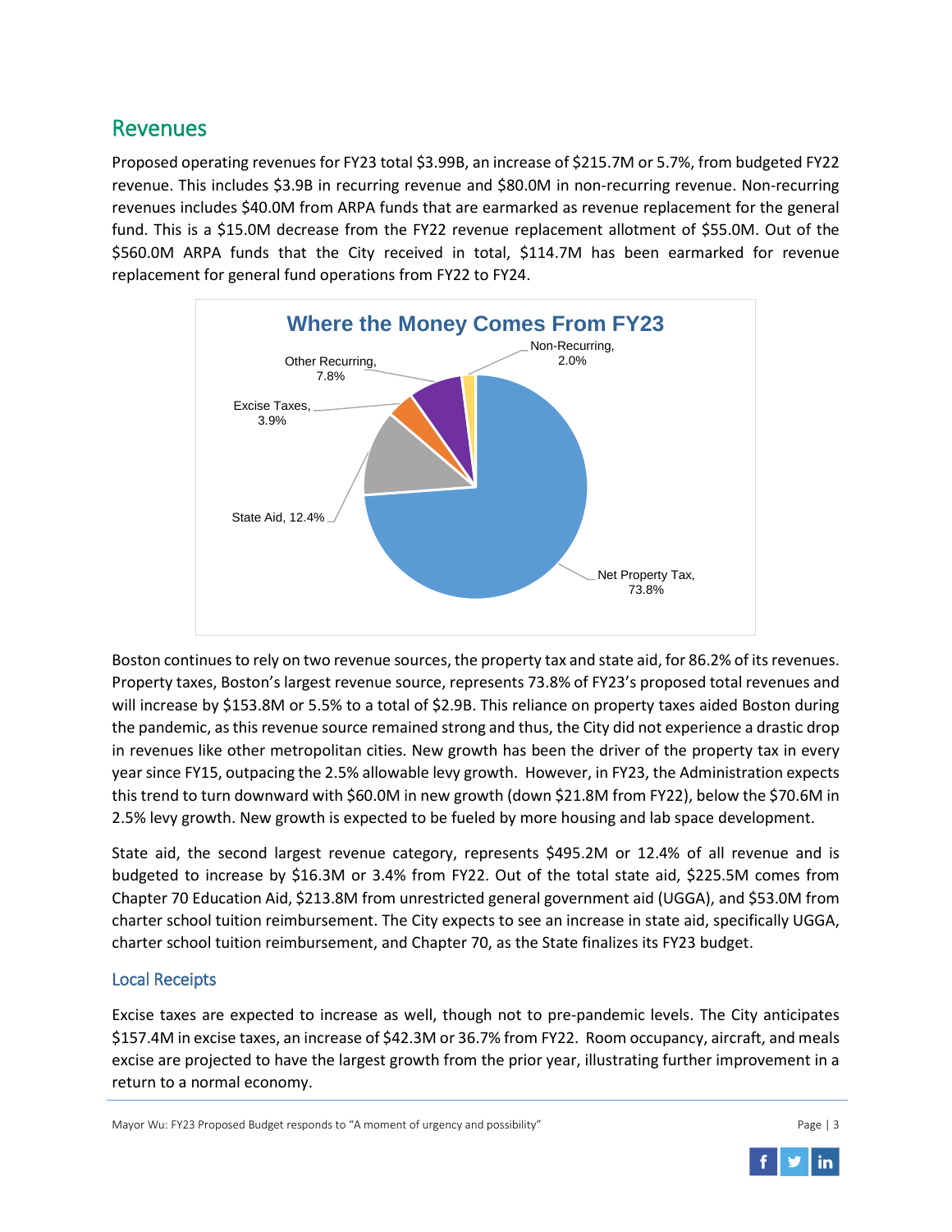## Revenues

Proposed operating revenues for FY23 total $3.99B, an increase of $215.7M or 5.7%, from budgeted FY22 revenue. This includes $3.9B in recurring revenue and $80.0M in non-recurring revenue. Non-recurring revenues includes $40.0M from ARPA funds that are earmarked as revenue replacement for the general fund. This is a $15.0M decrease from the FY22 revenue replacement allotment of $55.0M. Out of the $560.0M ARPA funds that the City received in total, $114.7M has been earmarked for revenue replacement for general fund operations from FY22 to FY24.

**Where the Money Comes From FY23**

| Category | Share |
|---|---|
| Net Property Tax | 73.8% |
| State Aid | 12.4% |
| Excise Taxes | 3.9% |
| Other Recurring | 7.8% |
| Non-Recurring | 2.0% |

Boston continues to rely on two revenue sources, the property tax and state aid, for 86.2% of its revenues. Property taxes, Boston's largest revenue source, represents 73.8% of FY23's proposed total revenues and will increase by $153.8M or 5.5% to a total of $2.9B. This reliance on property taxes aided Boston during the pandemic, as this revenue source remained strong and thus, the City did not experience a drastic drop in revenues like other metropolitan cities. New growth has been the driver of the property tax in every year since FY15, outpacing the 2.5% allowable levy growth. However, in FY23, the Administration expects this trend to turn downward with $60.0M in new growth (down $21.8M from FY22), below the $70.6M in 2.5% levy growth. New growth is expected to be fueled by more housing and lab space development.

State aid, the second largest revenue category, represents $495.2M or 12.4% of all revenue and is budgeted to increase by $16.3M or 3.4% from FY22. Out of the total state aid, $225.5M comes from Chapter 70 Education Aid, $213.8M from unrestricted general government aid (UGGA), and $53.0M from charter school tuition reimbursement. The City expects to see an increase in state aid, specifically UGGA, charter school tuition reimbursement, and Chapter 70, as the State finalizes its FY23 budget.

### Local Receipts

Excise taxes are expected to increase as well, though not to pre-pandemic levels. The City anticipates $157.4M in excise taxes, an increase of $42.3M or 36.7% from FY22. Room occupancy, aircraft, and meals excise are projected to have the largest growth from the prior year, illustrating further improvement in a return to a normal economy.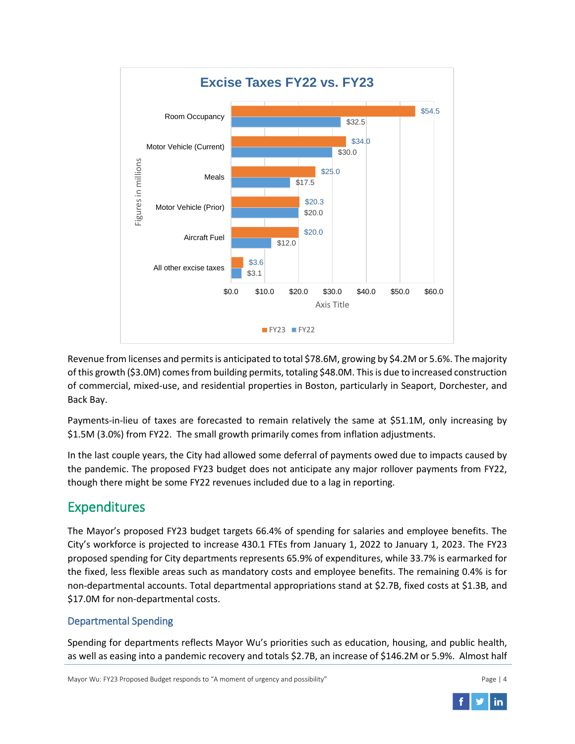**Excise Taxes FY22 vs. FY23**

*Figures in millions*

| Category | FY23 | FY22 |
|---|---|---|
| Room Occupancy | $54.5 | $32.5 |
| Motor Vehicle (Current) | $34.0 | $30.0 |
| Meals | $25.0 | $17.5 |
| Motor Vehicle (Prior) | $20.3 | $20.0 |
| Aircraft Fuel | $20.0 | $12.0 |
| All other excise taxes | $3.6 | $3.1 |

Revenue from licenses and permits is anticipated to total $78.6M, growing by $4.2M or 5.6%. The majority of this growth ($3.0M) comes from building permits, totaling $48.0M. This is due to increased construction of commercial, mixed-use, and residential properties in Boston, particularly in Seaport, Dorchester, and Back Bay.

Payments-in-lieu of taxes are forecasted to remain relatively the same at $51.1M, only increasing by $1.5M (3.0%) from FY22. The small growth primarily comes from inflation adjustments.

In the last couple years, the City had allowed some deferral of payments owed due to impacts caused by the pandemic. The proposed FY23 budget does not anticipate any major rollover payments from FY22, though there might be some FY22 revenues included due to a lag in reporting.

## Expenditures

The Mayor's proposed FY23 budget targets 66.4% of spending for salaries and employee benefits. The City's workforce is projected to increase 430.1 FTEs from January 1, 2022 to January 1, 2023. The FY23 proposed spending for City departments represents 65.9% of expenditures, while 33.7% is earmarked for the fixed, less flexible areas such as mandatory costs and employee benefits. The remaining 0.4% is for non-departmental accounts. Total departmental appropriations stand at $2.7B, fixed costs at $1.3B, and $17.0M for non-departmental costs.

### Departmental Spending

Spending for departments reflects Mayor Wu's priorities such as education, housing, and public health, as well as easing into a pandemic recovery and totals $2.7B, an increase of $146.2M or 5.9%. Almost half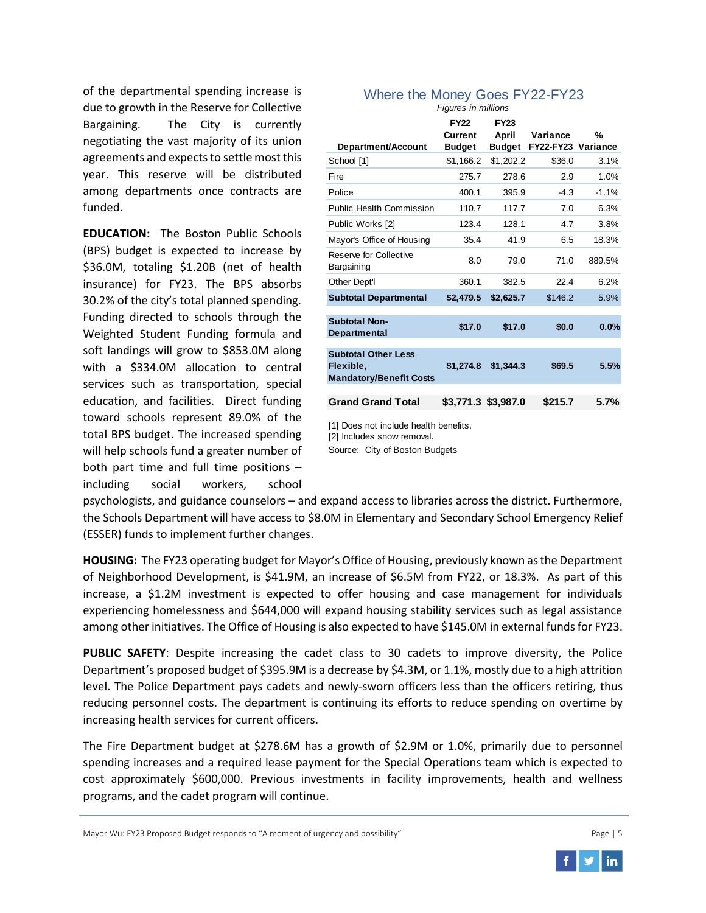of the departmental spending increase is due to growth in the Reserve for Collective Bargaining. The City is currently negotiating the vast majority of its union agreements and expects to settle most this year. This reserve will be distributed among departments once contracts are funded.

**Where the Money Goes FY22-FY23**

*Figures in millions*

| Department/Account | FY22 Current Budget | FY23 April Budget | Variance FY22-FY23 | % Variance |
|---|---|---|---|---|
| School [1] | $1,166.2 | $1,202.2 | $36.0 | 3.1% |
| Fire | 275.7 | 278.6 | 2.9 | 1.0% |
| Police | 400.1 | 395.9 | -4.3 | -1.1% |
| Public Health Commission | 110.7 | 117.7 | 7.0 | 6.3% |
| Public Works [2] | 123.4 | 128.1 | 4.7 | 3.8% |
| Mayor's Office of Housing | 35.4 | 41.9 | 6.5 | 18.3% |
| Reserve for Collective Bargaining | 8.0 | 79.0 | 71.0 | 889.5% |
| Other Dept'l | 360.1 | 382.5 | 22.4 | 6.2% |
| **Subtotal Departmental** | **$2,479.5** | **$2,625.7** | **$146.2** | **5.9%** |
| **Subtotal Non-Departmental** | **$17.0** | **$17.0** | **$0.0** | **0.0%** |
| **Subtotal Other Less Flexible, Mandatory/Benefit Costs** | **$1,274.8** | **$1,344.3** | **$69.5** | **5.5%** |
| **Grand Grand Total** | **$3,771.3** | **$3,987.0** | **$215.7** | **5.7%** |

[1] Does not include health benefits.
[2] Includes snow removal.
Source: City of Boston Budgets

**EDUCATION:** The Boston Public Schools (BPS) budget is expected to increase by $36.0M, totaling $1.20B (net of health insurance) for FY23. The BPS absorbs 30.2% of the city's total planned spending. Funding directed to schools through the Weighted Student Funding formula and soft landings will grow to $853.0M along with a $334.0M allocation to central services such as transportation, special education, and facilities. Direct funding toward schools represent 89.0% of the total BPS budget. The increased spending will help schools fund a greater number of both part time and full time positions – including social workers, school psychologists, and guidance counselors – and expand access to libraries across the district. Furthermore, the Schools Department will have access to $8.0M in Elementary and Secondary School Emergency Relief (ESSER) funds to implement further changes.

**HOUSING:** The FY23 operating budget for Mayor's Office of Housing, previously known as the Department of Neighborhood Development, is $41.9M, an increase of $6.5M from FY22, or 18.3%. As part of this increase, a $1.2M investment is expected to offer housing and case management for individuals experiencing homelessness and $644,000 will expand housing stability services such as legal assistance among other initiatives. The Office of Housing is also expected to have $145.0M in external funds for FY23.

**PUBLIC SAFETY**: Despite increasing the cadet class to 30 cadets to improve diversity, the Police Department's proposed budget of $395.9M is a decrease by $4.3M, or 1.1%, mostly due to a high attrition level. The Police Department pays cadets and newly-sworn officers less than the officers retiring, thus reducing personnel costs. The department is continuing its efforts to reduce spending on overtime by increasing health services for current officers.

The Fire Department budget at $278.6M has a growth of $2.9M or 1.0%, primarily due to personnel spending increases and a required lease payment for the Special Operations team which is expected to cost approximately $600,000. Previous investments in facility improvements, health and wellness programs, and the cadet program will continue.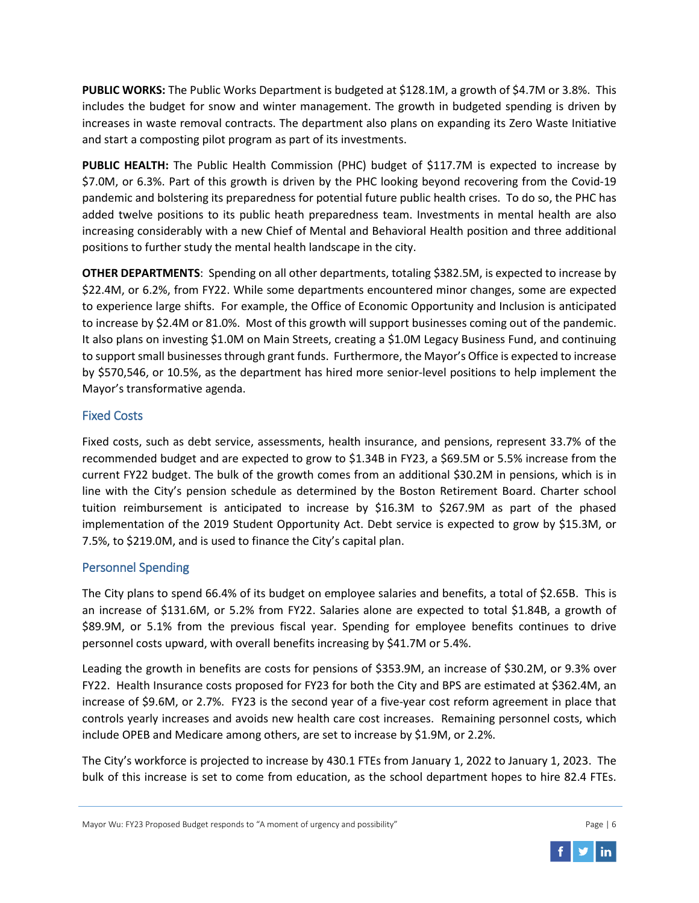**PUBLIC WORKS:** The Public Works Department is budgeted at $128.1M, a growth of $4.7M or 3.8%. This includes the budget for snow and winter management. The growth in budgeted spending is driven by increases in waste removal contracts. The department also plans on expanding its Zero Waste Initiative and start a composting pilot program as part of its investments.

**PUBLIC HEALTH:** The Public Health Commission (PHC) budget of $117.7M is expected to increase by $7.0M, or 6.3%. Part of this growth is driven by the PHC looking beyond recovering from the Covid-19 pandemic and bolstering its preparedness for potential future public health crises. To do so, the PHC has added twelve positions to its public heath preparedness team. Investments in mental health are also increasing considerably with a new Chief of Mental and Behavioral Health position and three additional positions to further study the mental health landscape in the city.

**OTHER DEPARTMENTS**: Spending on all other departments, totaling $382.5M, is expected to increase by $22.4M, or 6.2%, from FY22. While some departments encountered minor changes, some are expected to experience large shifts. For example, the Office of Economic Opportunity and Inclusion is anticipated to increase by $2.4M or 81.0%. Most of this growth will support businesses coming out of the pandemic. It also plans on investing $1.0M on Main Streets, creating a $1.0M Legacy Business Fund, and continuing to support small businesses through grant funds. Furthermore, the Mayor's Office is expected to increase by $570,546, or 10.5%, as the department has hired more senior-level positions to help implement the Mayor's transformative agenda.

## Fixed Costs

Fixed costs, such as debt service, assessments, health insurance, and pensions, represent 33.7% of the recommended budget and are expected to grow to $1.34B in FY23, a $69.5M or 5.5% increase from the current FY22 budget. The bulk of the growth comes from an additional $30.2M in pensions, which is in line with the City's pension schedule as determined by the Boston Retirement Board. Charter school tuition reimbursement is anticipated to increase by $16.3M to $267.9M as part of the phased implementation of the 2019 Student Opportunity Act. Debt service is expected to grow by $15.3M, or 7.5%, to $219.0M, and is used to finance the City's capital plan.

## Personnel Spending

The City plans to spend 66.4% of its budget on employee salaries and benefits, a total of $2.65B. This is an increase of $131.6M, or 5.2% from FY22. Salaries alone are expected to total $1.84B, a growth of $89.9M, or 5.1% from the previous fiscal year. Spending for employee benefits continues to drive personnel costs upward, with overall benefits increasing by $41.7M or 5.4%.

Leading the growth in benefits are costs for pensions of $353.9M, an increase of $30.2M, or 9.3% over FY22. Health Insurance costs proposed for FY23 for both the City and BPS are estimated at $362.4M, an increase of $9.6M, or 2.7%. FY23 is the second year of a five-year cost reform agreement in place that controls yearly increases and avoids new health care cost increases. Remaining personnel costs, which include OPEB and Medicare among others, are set to increase by $1.9M, or 2.2%.

The City's workforce is projected to increase by 430.1 FTEs from January 1, 2022 to January 1, 2023. The bulk of this increase is set to come from education, as the school department hopes to hire 82.4 FTEs.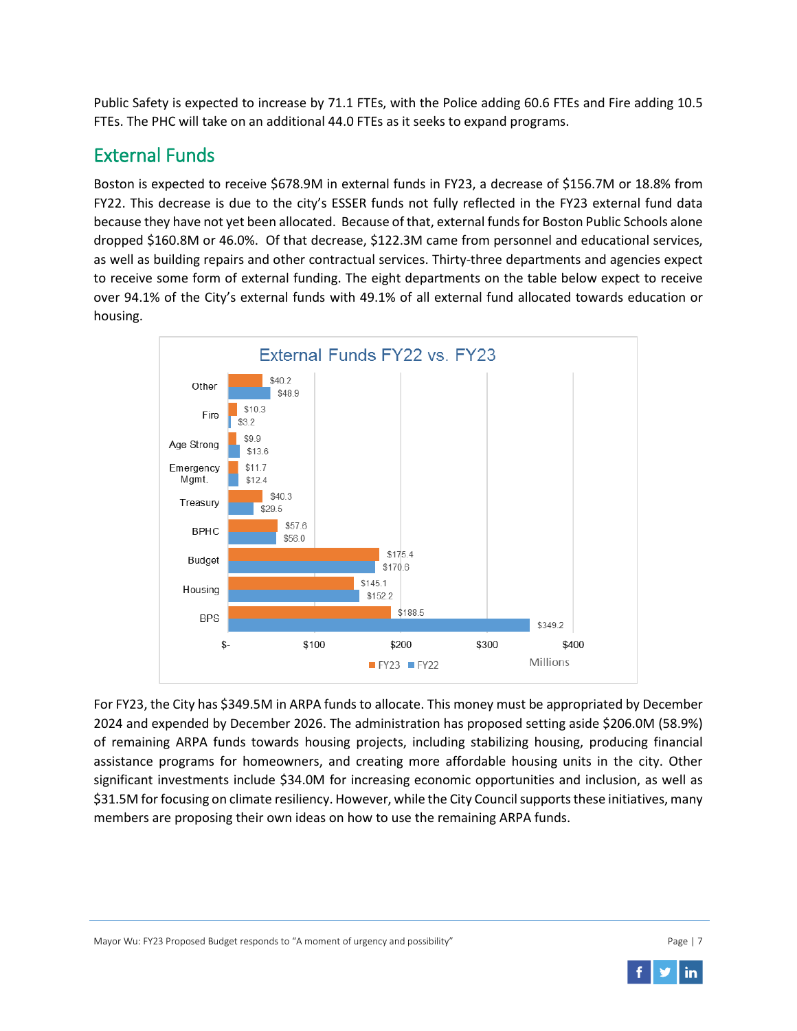Public Safety is expected to increase by 71.1 FTEs, with the Police adding 60.6 FTEs and Fire adding 10.5 FTEs. The PHC will take on an additional 44.0 FTEs as it seeks to expand programs.

## External Funds

Boston is expected to receive $678.9M in external funds in FY23, a decrease of $156.7M or 18.8% from FY22. This decrease is due to the city's ESSER funds not fully reflected in the FY23 external fund data because they have not yet been allocated. Because of that, external funds for Boston Public Schools alone dropped $160.8M or 46.0%. Of that decrease, $122.3M came from personnel and educational services, as well as building repairs and other contractual services. Thirty-three departments and agencies expect to receive some form of external funding. The eight departments on the table below expect to receive over 94.1% of the City's external funds with 49.1% of all external fund allocated towards education or housing.

**External Funds FY22 vs. FY23** (Millions)

| Department | FY23 | FY22 |
|---|---|---|
| Other | $40.2 | $48.9 |
| Fire | $10.3 | $3.2 |
| Age Strong | $9.9 | $13.6 |
| Emergency Mgmt. | $11.7 | $12.4 |
| Treasury | $40.3 | $29.5 |
| BPHC | $57.6 | $56.0 |
| Budget | $175.4 | $170.6 |
| Housing | $145.1 | $152.2 |
| BPS | $188.5 | $349.2 |

For FY23, the City has $349.5M in ARPA funds to allocate. This money must be appropriated by December 2024 and expended by December 2026. The administration has proposed setting aside $206.0M (58.9%) of remaining ARPA funds towards housing projects, including stabilizing housing, producing financial assistance programs for homeowners, and creating more affordable housing units in the city. Other significant investments include $34.0M for increasing economic opportunities and inclusion, as well as $31.5M for focusing on climate resiliency. However, while the City Council supports these initiatives, many members are proposing their own ideas on how to use the remaining ARPA funds.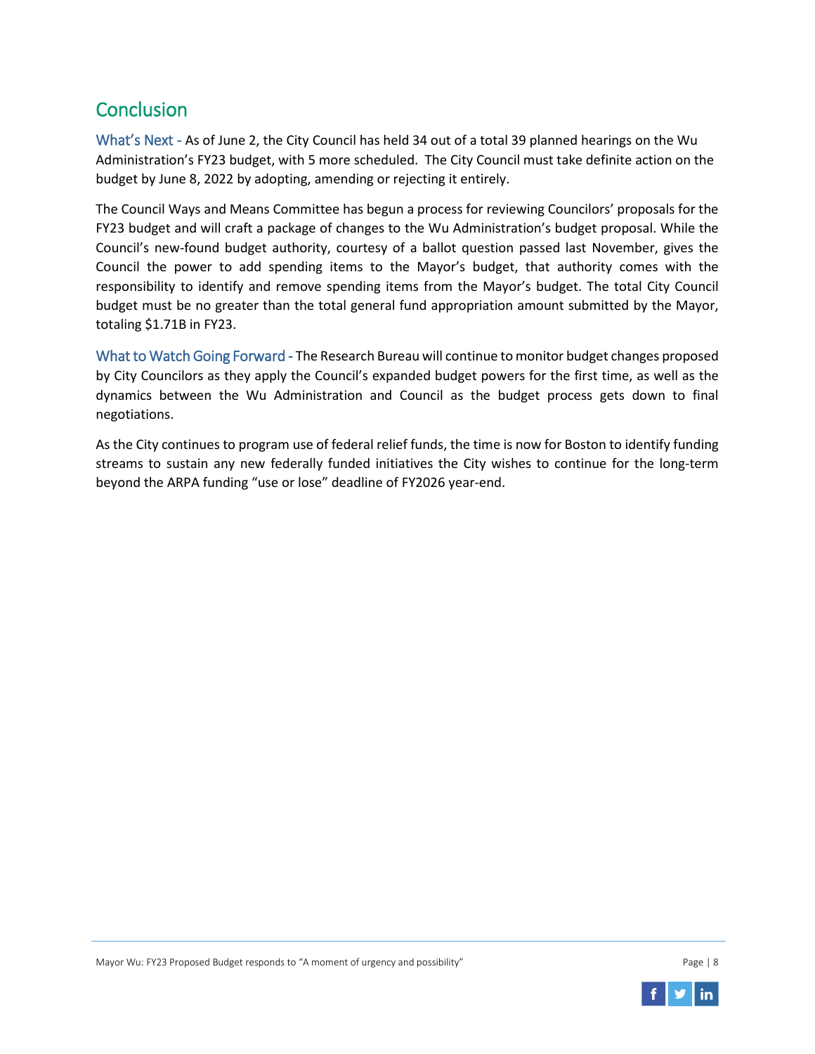## Conclusion

What's Next - As of June 2, the City Council has held 34 out of a total 39 planned hearings on the Wu Administration's FY23 budget, with 5 more scheduled. The City Council must take definite action on the budget by June 8, 2022 by adopting, amending or rejecting it entirely.

The Council Ways and Means Committee has begun a process for reviewing Councilors' proposals for the FY23 budget and will craft a package of changes to the Wu Administration's budget proposal. While the Council's new-found budget authority, courtesy of a ballot question passed last November, gives the Council the power to add spending items to the Mayor's budget, that authority comes with the responsibility to identify and remove spending items from the Mayor's budget. The total City Council budget must be no greater than the total general fund appropriation amount submitted by the Mayor, totaling $1.71B in FY23.

What to Watch Going Forward - The Research Bureau will continue to monitor budget changes proposed by City Councilors as they apply the Council's expanded budget powers for the first time, as well as the dynamics between the Wu Administration and Council as the budget process gets down to final negotiations.

As the City continues to program use of federal relief funds, the time is now for Boston to identify funding streams to sustain any new federally funded initiatives the City wishes to continue for the long-term beyond the ARPA funding "use or lose" deadline of FY2026 year-end.